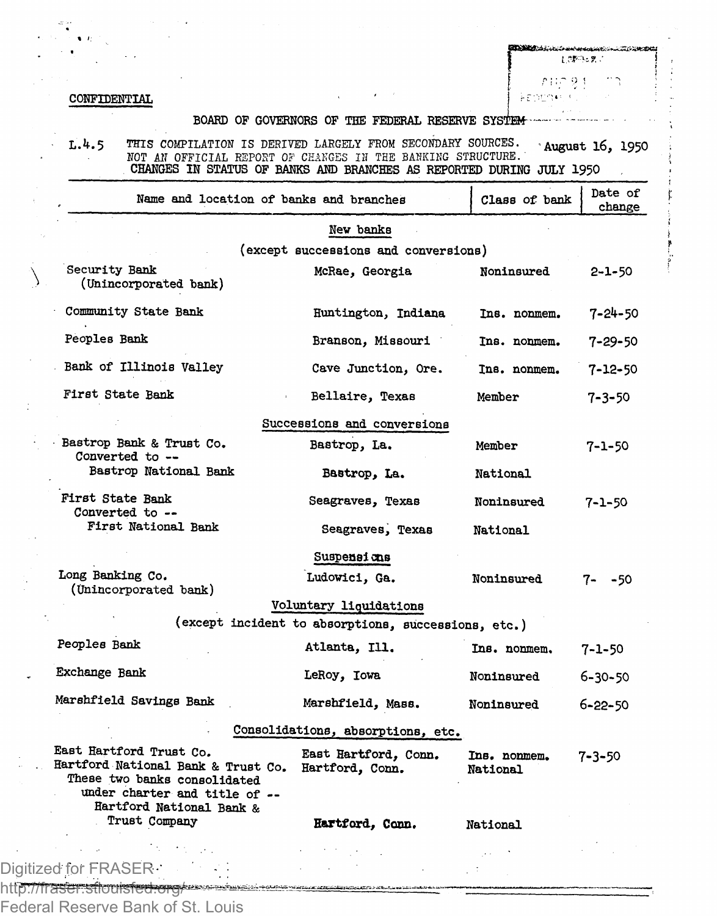CONFIDENTIAL

BOARD OF GOVERNORS OF THE FEDERAL RESERVE SYSTEM

L.4.5 THIS COMPILATION IS DERIVED LARGELY FROM SECONDARY SOURCES. August 16, 1950
NOT AN OFFICIAL REPORT OF CHANGES IN THE BANKING STRUCTURE.

CHANGES IN STATUS OF BANKS AND BRANCHES AS REPORTED DURING JULY 1950

| Name and location of banks and branches | | Class of bank | Date of change |
|---|---|---|---|
| **New banks** (except successions and conversions) | | | |
| Security Bank (Unincorporated bank) | McRae, Georgia | Noninsured | 2-1-50 |
| Community State Bank | Huntington, Indiana | Ins. nonmem. | 7-24-50 |
| Peoples Bank | Branson, Missouri | Ins. nonmem. | 7-29-50 |
| Bank of Illinois Valley | Cave Junction, Ore. | Ins. nonmem. | 7-12-50 |
| First State Bank | Bellaire, Texas | Member | 7-3-50 |
| **Successions and conversions** | | | |
| Bastrop Bank & Trust Co. | Bastrop, La. | Member | 7-1-50 |
| Converted to -- Bastrop National Bank | Bastrop, La. | National | |
| First State Bank | Seagraves, Texas | Noninsured | 7-1-50 |
| Converted to -- First National Bank | Seagraves, Texas | National | |
| **Suspensions** | | | |
| Long Banking Co. (Unincorporated bank) | Ludowici, Ga. | Noninsured | 7- -50 |
| **Voluntary liquidations** (except incident to absorptions, successions, etc.) | | | |
| Peoples Bank | Atlanta, Ill. | Ins. nonmem. | 7-1-50 |
| Exchange Bank | LeRoy, Iowa | Noninsured | 6-30-50 |
| Marshfield Savings Bank | Marshfield, Mass. | Noninsured | 6-22-50 |
| **Consolidations, absorptions, etc.** | | | |
| East Hartford Trust Co. | East Hartford, Conn. | Ins. nonmem. | 7-3-50 |
| Hartford National Bank & Trust Co. | Hartford, Conn. | National | |
| These two banks consolidated under charter and title of -- Hartford National Bank & Trust Company | **Hartford, Conn.** | National | |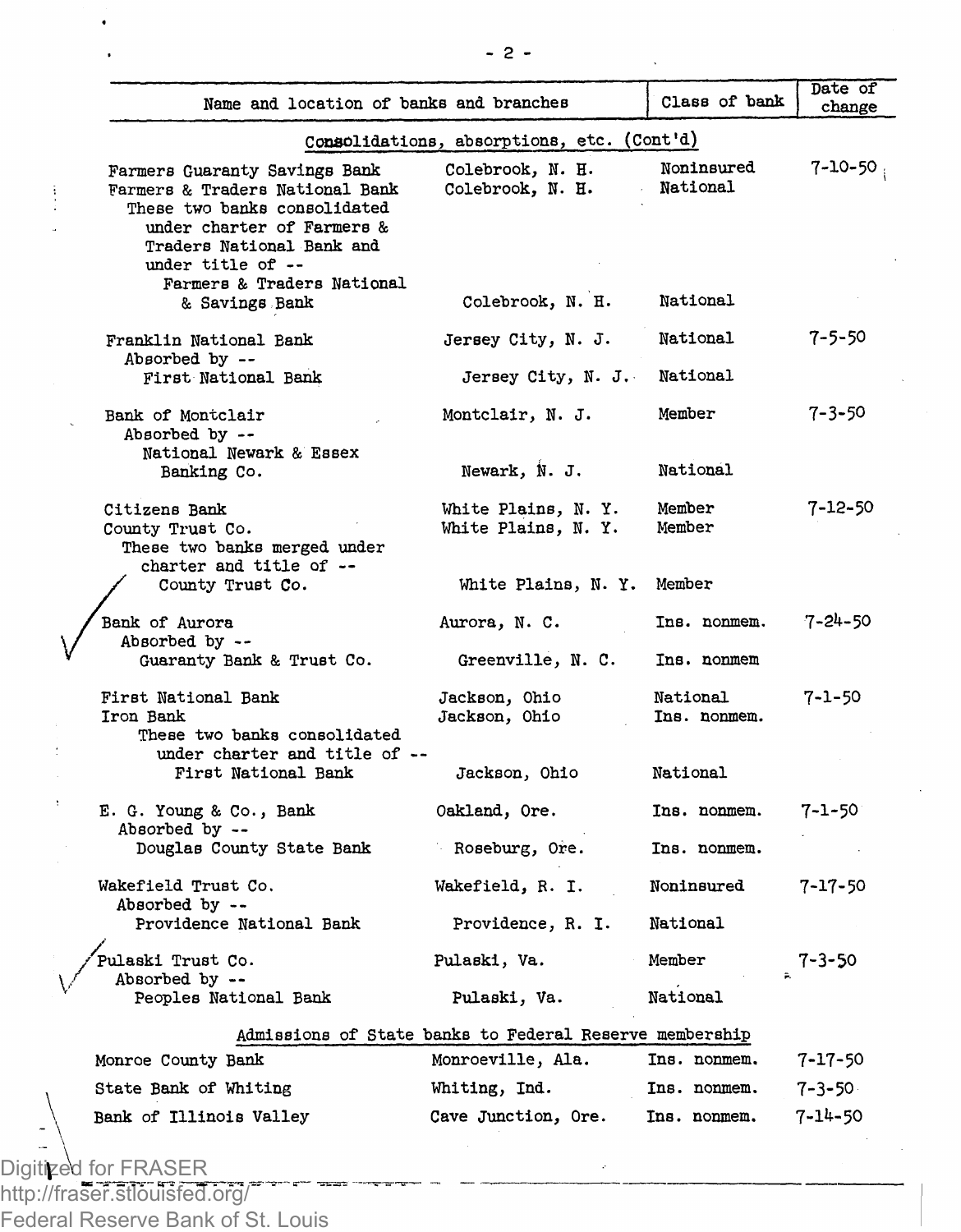| Name and location of banks and branches | | Class of bank | Date of change |
|---|---|---|---|
| **Consolidations, absorptions, etc. (Cont'd)** | | | |
| Farmers Guaranty Savings Bank | Colebrook, N. H. | Noninsured | 7-10-50 |
| Farmers & Traders National Bank | Colebrook, N. H. | National | |
| These two banks consolidated under charter of Farmers & Traders National Bank and under title of -- | | | |
| Farmers & Traders National & Savings Bank | Colebrook, N. H. | National | |
| Franklin National Bank | Jersey City, N. J. | National | 7-5-50 |
| Absorbed by -- | | | |
| First National Bank | Jersey City, N. J. | National | |
| Bank of Montclair | Montclair, N. J. | Member | 7-3-50 |
| Absorbed by -- | | | |
| National Newark & Essex Banking Co. | Newark, N. J. | National | |
| Citizens Bank | White Plains, N. Y. | Member | 7-12-50 |
| County Trust Co. | White Plains, N. Y. | Member | |
| These two banks merged under charter and title of -- | | | |
| County Trust Co. | White Plains, N. Y. | Member | |
| Bank of Aurora | Aurora, N. C. | Ins. nonmem. | 7-24-50 |
| Absorbed by -- | | | |
| Guaranty Bank & Trust Co. | Greenville, N. C. | Ins. nonmem | |
| First National Bank | Jackson, Ohio | National | 7-1-50 |
| Iron Bank | Jackson, Ohio | Ins. nonmem. | |
| These two banks consolidated under charter and title of -- | | | |
| First National Bank | Jackson, Ohio | National | |
| E. G. Young & Co., Bank | Oakland, Ore. | Ins. nonmem. | 7-1-50 |
| Absorbed by -- | | | |
| Douglas County State Bank | Roseburg, Ore. | Ins. nonmem. | |
| Wakefield Trust Co. | Wakefield, R. I. | Noninsured | 7-17-50 |
| Absorbed by -- | | | |
| Providence National Bank | Providence, R. I. | National | |
| Pulaski Trust Co. | Pulaski, Va. | Member | 7-3-50 |
| Absorbed by -- | | | |
| Peoples National Bank | Pulaski, Va. | National | |
| **Admissions of State banks to Federal Reserve membership** | | | |
| Monroe County Bank | Monroeville, Ala. | Ins. nonmem. | 7-17-50 |
| State Bank of Whiting | Whiting, Ind. | Ins. nonmem. | 7-3-50 |
| Bank of Illinois Valley | Cave Junction, Ore. | Ins. nonmem. | 7-14-50 |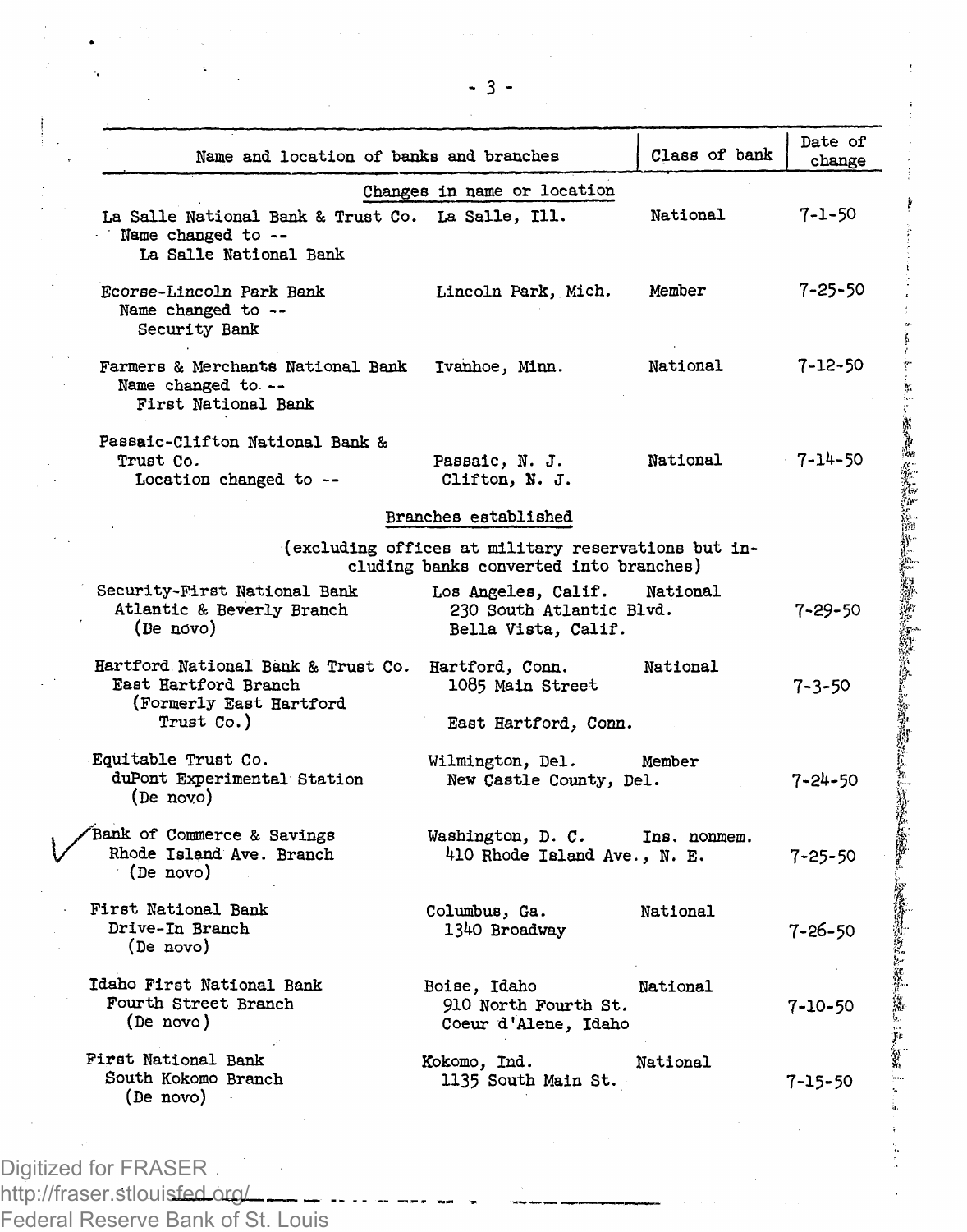| Name and location of banks and branches | | Class of bank | Date of change |
|---|---|---|---|
| **Changes in name or location** | | | |
| La Salle National Bank & Trust Co. Name changed to -- La Salle National Bank | La Salle, Ill. | National | 7-1-50 |
| Ecorse-Lincoln Park Bank Name changed to -- Security Bank | Lincoln Park, Mich. | Member | 7-25-50 |
| Farmers & Merchants National Bank Name changed to -- First National Bank | Ivanhoe, Minn. | National | 7-12-50 |
| Passaic-Clifton National Bank & Trust Co. Location changed to -- | Passaic, N. J. Clifton, N. J. | National | 7-14-50 |
| **Branches established** (excluding offices at military reservations but including banks converted into branches) | | | |
| Security-First National Bank Atlantic & Beverly Branch (De novo) | Los Angeles, Calif. 230 South Atlantic Blvd. Bella Vista, Calif. | National | 7-29-50 |
| Hartford National Bank & Trust Co. East Hartford Branch (Formerly East Hartford Trust Co.) | Hartford, Conn. 1085 Main Street East Hartford, Conn. | National | 7-3-50 |
| Equitable Trust Co. duPont Experimental Station (De novo) | Wilmington, Del. New Castle County, Del. | Member | 7-24-50 |
| Bank of Commerce & Savings Rhode Island Ave. Branch (De novo) | Washington, D. C. 410 Rhode Island Ave., N. E. | Ins. nonmem. | 7-25-50 |
| First National Bank Drive-In Branch (De novo) | Columbus, Ga. 1340 Broadway | National | 7-26-50 |
| Idaho First National Bank Fourth Street Branch (De novo) | Boise, Idaho 910 North Fourth St. Coeur d'Alene, Idaho | National | 7-10-50 |
| First National Bank South Kokomo Branch (De novo) | Kokomo, Ind. 1135 South Main St. | National | 7-15-50 |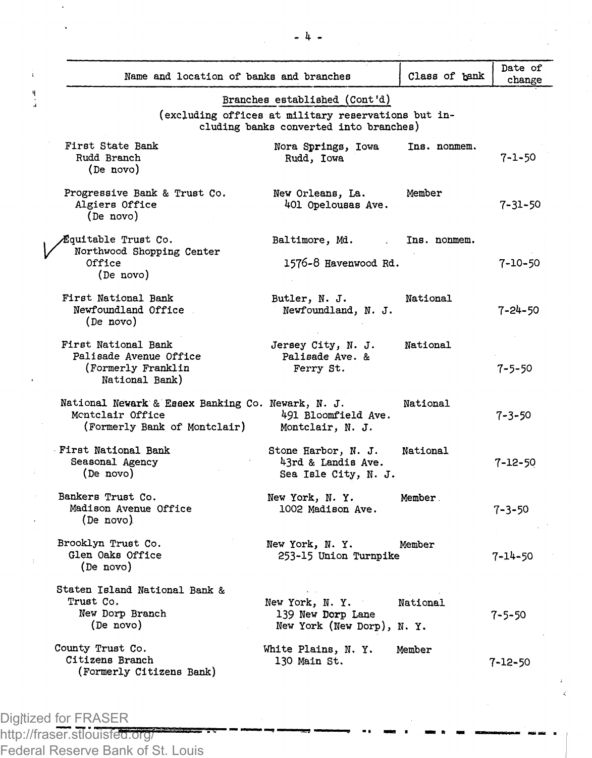| Name and location of banks and branches | | Class of bank | Date of change |
|---|---|---|---|
| **Branches established (Cont'd)** (excluding offices at military reservations but including banks converted into branches) | | | |
| First State Bank<br>Rudd Branch<br>(De novo) | Nora Springs, Iowa<br>Rudd, Iowa | Ins. nonmem. | 7-1-50 |
| Progressive Bank & Trust Co.<br>Algiers Office<br>(De novo) | New Orleans, La.<br>401 Opelousas Ave. | Member | 7-31-50 |
| Equitable Trust Co.<br>Northwood Shopping Center Office<br>(De novo) | Baltimore, Md.<br>1576-8 Havenwood Rd. | Ins. nonmem. | 7-10-50 |
| First National Bank<br>Newfoundland Office<br>(De novo) | Butler, N. J.<br>Newfoundland, N. J. | National | 7-24-50 |
| First National Bank<br>Palisade Avenue Office<br>(Formerly Franklin National Bank) | Jersey City, N. J.<br>Palisade Ave. & Ferry St. | National | 7-5-50 |
| National Newark & Essex Banking Co.<br>Montclair Office<br>(Formerly Bank of Montclair) | Newark, N. J.<br>491 Bloomfield Ave.<br>Montclair, N. J. | National | 7-3-50 |
| First National Bank<br>Seasonal Agency<br>(De novo) | Stone Harbor, N. J.<br>43rd & Landis Ave.<br>Sea Isle City, N. J. | National | 7-12-50 |
| Bankers Trust Co.<br>Madison Avenue Office<br>(De novo) | New York, N. Y.<br>1002 Madison Ave. | Member | 7-3-50 |
| Brooklyn Trust Co.<br>Glen Oaks Office<br>(De novo) | New York, N. Y.<br>253-15 Union Turnpike | Member | 7-14-50 |
| Staten Island National Bank & Trust Co.<br>New Dorp Branch<br>(De novo) | New York, N. Y.<br>139 New Dorp Lane<br>New York (New Dorp), N. Y. | National | 7-5-50 |
| County Trust Co.<br>Citizens Branch<br>(Formerly Citizens Bank) | White Plains, N. Y.<br>130 Main St. | Member | 7-12-50 |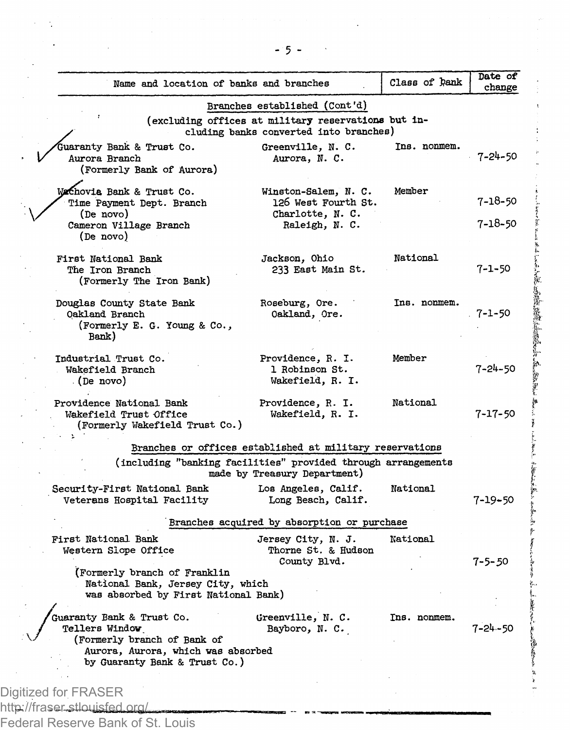| Name and location of banks and branches | | Class of bank | Date of change |
|---|---|---|---|
| **Branches established (Cont'd)** (excluding offices at military reservations but including banks converted into branches) | | | |
| Guaranty Bank & Trust Co. | Greenville, N. C. | Ins. nonmem. | |
| Aurora Branch (Formerly Bank of Aurora) | Aurora, N. C. | | 7-24-50 |
| Wachovia Bank & Trust Co. | Winston-Salem, N. C. | Member | |
| Time Payment Dept. Branch (De novo) | 126 West Fourth St. Charlotte, N. C. | | 7-18-50 |
| Cameron Village Branch (De novo) | Raleigh, N. C. | | 7-18-50 |
| First National Bank | Jackson, Ohio | National | |
| The Iron Branch (Formerly The Iron Bank) | 233 East Main St. | | 7-1-50 |
| Douglas County State Bank | Roseburg, Ore. | Ins. nonmem. | |
| Oakland Branch (Formerly E. G. Young & Co., Bank) | Oakland, Ore. | | 7-1-50 |
| Industrial Trust Co. | Providence, R. I. | Member | |
| Wakefield Branch (De novo) | 1 Robinson St. Wakefield, R. I. | | 7-24-50 |
| Providence National Bank | Providence, R. I. | National | |
| Wakefield Trust Office (Formerly Wakefield Trust Co.) | Wakefield, R. I. | | 7-17-50 |
| **Branches or offices established at military reservations** (including "banking facilities" provided through arrangements made by Treasury Department) | | | |
| Security-First National Bank | Los Angeles, Calif. | National | |
| Veterans Hospital Facility | Long Beach, Calif. | | 7-19-50 |
| **Branches acquired by absorption or purchase** | | | |
| First National Bank | Jersey City, N. J. | National | |
| Western Slope Office (Formerly branch of Franklin National Bank, Jersey City, which was absorbed by First National Bank) | Thorne St. & Hudson County Blvd. | | 7-5-50 |
| Guaranty Bank & Trust Co. | Greenville, N. C. | Ins. nonmem. | |
| Tellers Window (Formerly branch of Bank of Aurora, Aurora, which was absorbed by Guaranty Bank & Trust Co.) | Bayboro, N. C. | | 7-24-50 |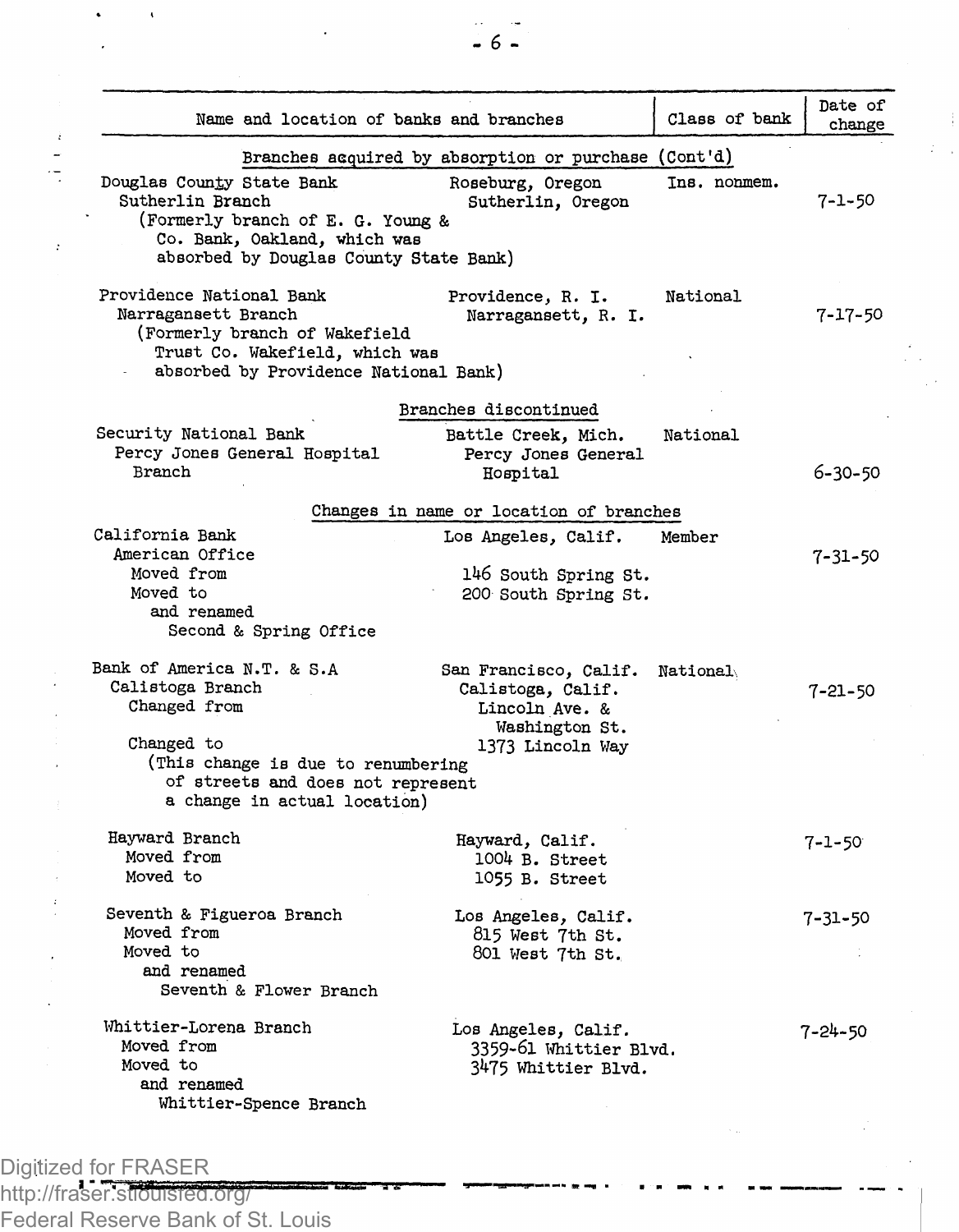| Name and location of banks and branches | | Class of bank | Date of change |
|---|---|---|---|
| **Branches acquired by absorption or purchase (Cont'd)** | | | |
| Douglas County State Bank | Roseburg, Oregon | Ins. nonmem. | |
| Sutherlin Branch | Sutherlin, Oregon | | 7-1-50 |
| (Formerly branch of E. G. Young & Co. Bank, Oakland, which was absorbed by Douglas County State Bank) | | | |
| Providence National Bank | Providence, R. I. | National | |
| Narragansett Branch | Narragansett, R. I. | | 7-17-50 |
| (Formerly branch of Wakefield Trust Co. Wakefield, which was absorbed by Providence National Bank) | | | |
| **Branches discontinued** | | | |
| Security National Bank | Battle Creek, Mich. | National | |
| Percy Jones General Hospital Branch | Percy Jones General Hospital | | 6-30-50 |
| **Changes in name or location of branches** | | | |
| California Bank | Los Angeles, Calif. | Member | |
| American Office | | | 7-31-50 |
| Moved from | 146 South Spring St. | | |
| Moved to | 200 South Spring St. | | |
| and renamed Second & Spring Office | | | |
| Bank of America N.T. & S.A | San Francisco, Calif. | National | |
| Calistoga Branch | Calistoga, Calif. | | 7-21-50 |
| Changed from | Lincoln Ave. & Washington St. | | |
| Changed to | 1373 Lincoln Way | | |
| (This change is due to renumbering of streets and does not represent a change in actual location) | | | |
| Hayward Branch | Hayward, Calif. | | 7-1-50 |
| Moved from | 1004 B. Street | | |
| Moved to | 1055 B. Street | | |
| Seventh & Figueroa Branch | Los Angeles, Calif. | | 7-31-50 |
| Moved from | 815 West 7th St. | | |
| Moved to | 801 West 7th St. | | |
| and renamed Seventh & Flower Branch | | | |
| Whittier-Lorena Branch | Los Angeles, Calif. | | 7-24-50 |
| Moved from | 3359-61 Whittier Blvd. | | |
| Moved to | 3475 Whittier Blvd. | | |
| and renamed Whittier-Spence Branch | | | |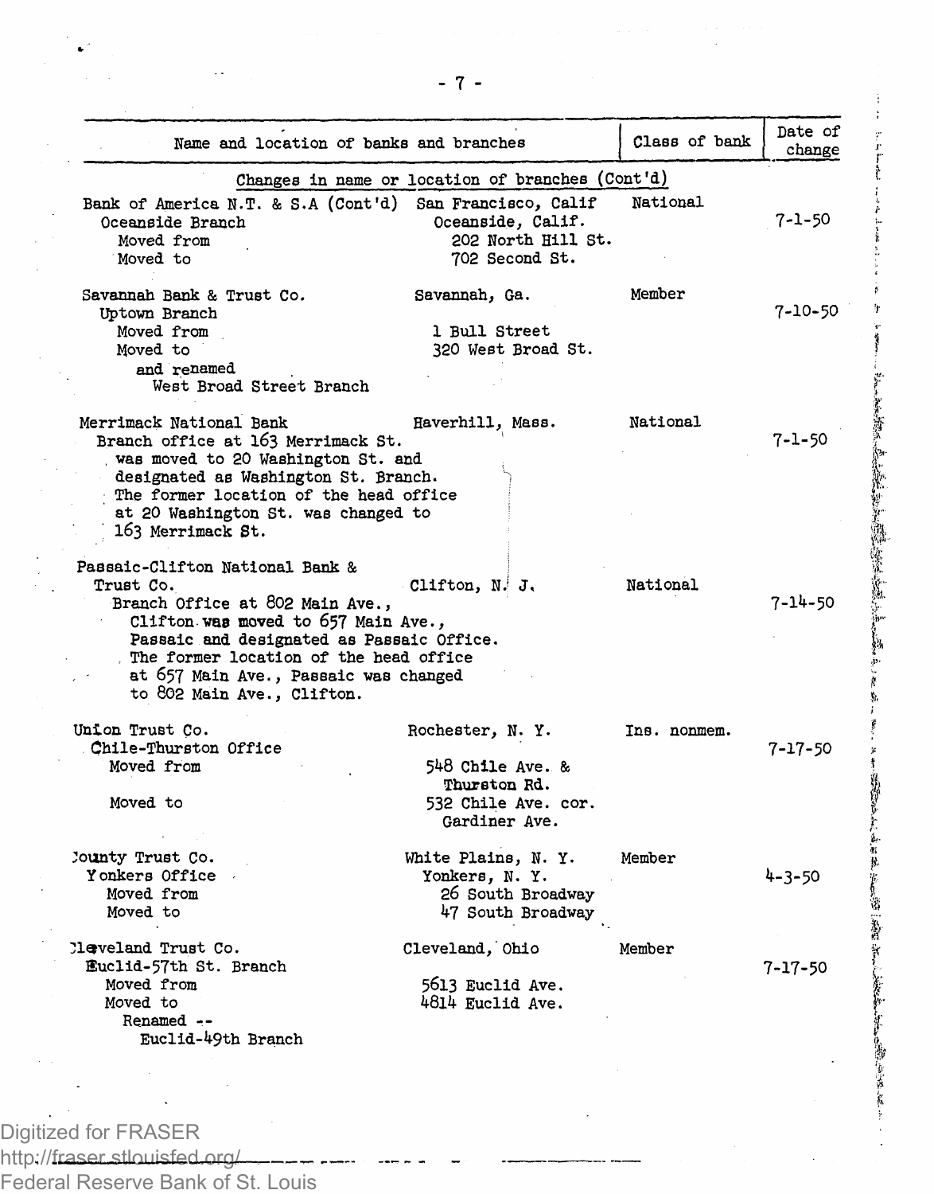| Name and location of banks and branches | | Class of bank | Date of change |
|---|---|---|---|
| *Changes in name or location of branches (Cont'd)* | | | |
| Bank of America N.T. & S.A (Cont'd) | San Francisco, Calif | National | |
| Oceanside Branch | Oceanside, Calif. | | 7-1-50 |
| Moved from | 202 North Hill St. | | |
| Moved to | 702 Second St. | | |
| Savannah Bank & Trust Co. | Savannah, Ga. | Member | |
| Uptown Branch | | | 7-10-50 |
| Moved from | 1 Bull Street | | |
| Moved to | 320 West Broad St. | | |
| and renamed West Broad Street Branch | | | |
| Merrimack National Bank | Haverhill, Mass. | National | |
| Branch office at 163 Merrimack St. was moved to 20 Washington St. and designated as Washington St. Branch. The former location of the head office at 20 Washington St. was changed to 163 Merrimack St. | | | 7-1-50 |
| Passaic-Clifton National Bank & Trust Co. | Clifton, N. J. | National | |
| Branch Office at 802 Main Ave., Clifton was moved to 657 Main Ave., Passaic and designated as Passaic Office. The former location of the head office at 657 Main Ave., Passaic was changed to 802 Main Ave., Clifton. | | | 7-14-50 |
| Union Trust Co. | Rochester, N. Y. | Ins. nonmem. | |
| Chile-Thurston Office | | | 7-17-50 |
| Moved from | 548 Chile Ave. & Thurston Rd. | | |
| Moved to | 532 Chile Ave. cor. Gardiner Ave. | | |
| County Trust Co. | White Plains, N. Y. | Member | |
| Yonkers Office | Yonkers, N. Y. | | 4-3-50 |
| Moved from | 26 South Broadway | | |
| Moved to | 47 South Broadway | | |
| Cleveland Trust Co. | Cleveland, Ohio | Member | |
| Euclid-57th St. Branch | | | 7-17-50 |
| Moved from | 5613 Euclid Ave. | | |
| Moved to | 4814 Euclid Ave. | | |
| Renamed -- Euclid-49th Branch | | | |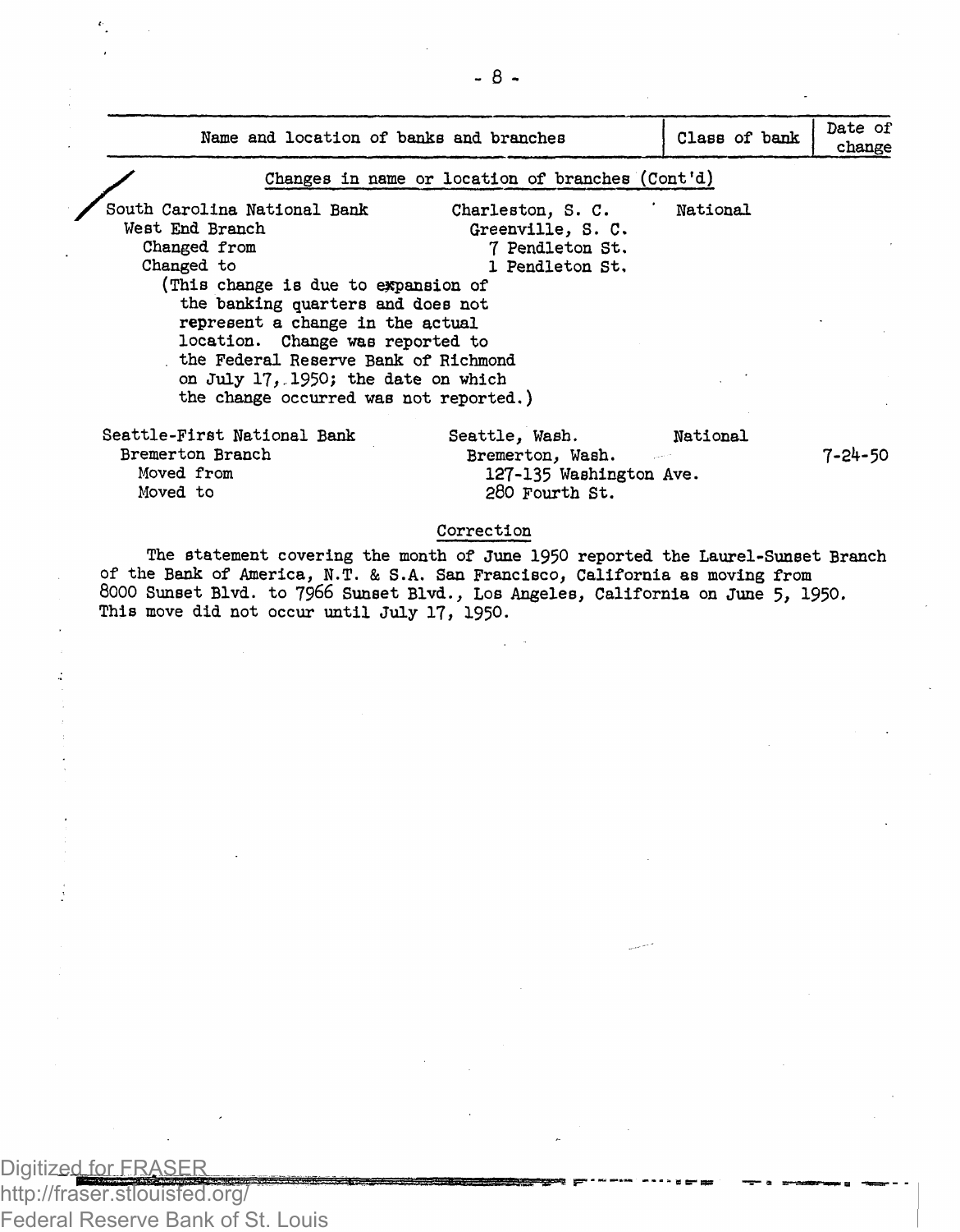| Name and location of banks and branches | | Class of bank | Date of change |
|---|---|---|---|
| Changes in name or location of branches (Cont'd) | | | |
| South Carolina National Bank | Charleston, S. C. | National | |
| West End Branch | Greenville, S. C. | | |
| Changed from | 7 Pendleton St. | | |
| Changed to | 1 Pendleton St. | | |
| (This change is due to expansion of the banking quarters and does not represent a change in the actual location. Change was reported to the Federal Reserve Bank of Richmond on July 17, 1950; the date on which the change occurred was not reported.) | | | |
| Seattle-First National Bank | Seattle, Wash. | National | |
| Bremerton Branch | Bremerton, Wash. | | 7-24-50 |
| Moved from | 127-135 Washington Ave. | | |
| Moved to | 280 Fourth St. | | |

## Correction

The statement covering the month of June 1950 reported the Laurel-Sunset Branch of the Bank of America, N.T. & S.A. San Francisco, California as moving from 8000 Sunset Blvd. to 7966 Sunset Blvd., Los Angeles, California on June 5, 1950. This move did not occur until July 17, 1950.